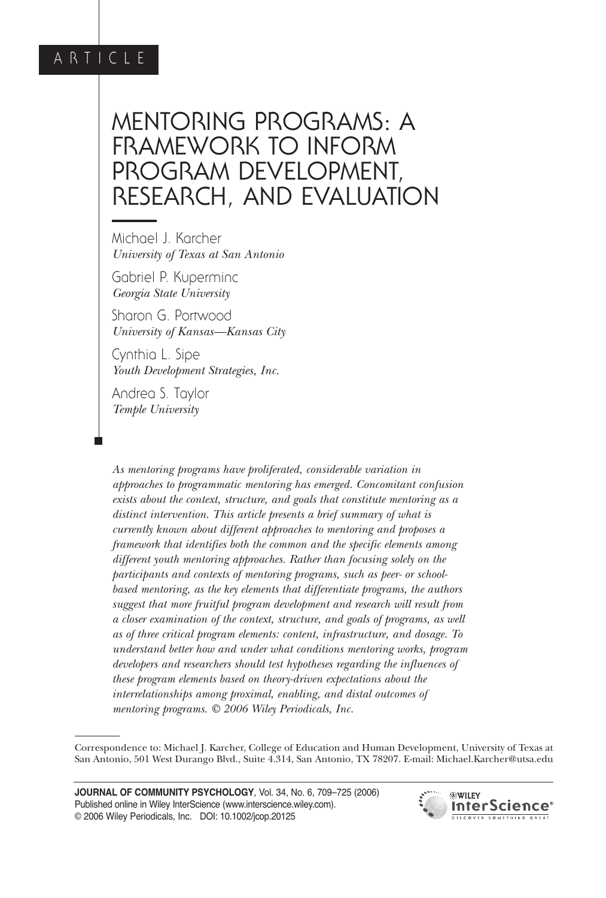ARTICLE

# MENTORING PROGRAMS: A FRAMEWORK TO INFORM PROGRAM DEVELOPMENT, RESEARCH, AND EVALUATION

Michael J. Karcher
*University of Texas at San Antonio*

Gabriel P. Kuperminc
*Georgia State University*

Sharon G. Portwood
*University of Kansas—Kansas City*

Cynthia L. Sipe
*Youth Development Strategies, Inc.*

Andrea S. Taylor
*Temple University*

*As mentoring programs have proliferated, considerable variation in approaches to programmatic mentoring has emerged. Concomitant confusion exists about the context, structure, and goals that constitute mentoring as a distinct intervention. This article presents a brief summary of what is currently known about different approaches to mentoring and proposes a framework that identifies both the common and the specific elements among different youth mentoring approaches. Rather than focusing solely on the participants and contexts of mentoring programs, such as peer- or school-based mentoring, as the key elements that differentiate programs, the authors suggest that more fruitful program development and research will result from a closer examination of the context, structure, and goals of programs, as well as of three critical program elements: content, infrastructure, and dosage. To understand better how and under what conditions mentoring works, program developers and researchers should test hypotheses regarding the influences of these program elements based on theory-driven expectations about the interrelationships among proximal, enabling, and distal outcomes of mentoring programs. © 2006 Wiley Periodicals, Inc.*

Correspondence to: Michael J. Karcher, College of Education and Human Development, University of Texas at San Antonio, 501 West Durango Blvd., Suite 4.314, San Antonio, TX 78207. E-mail: Michael.Karcher@utsa.edu

Published online in Wiley InterScience (www.interscience.wiley.com).
© 2006 Wiley Periodicals, Inc. DOI: 10.1002/jcop.20125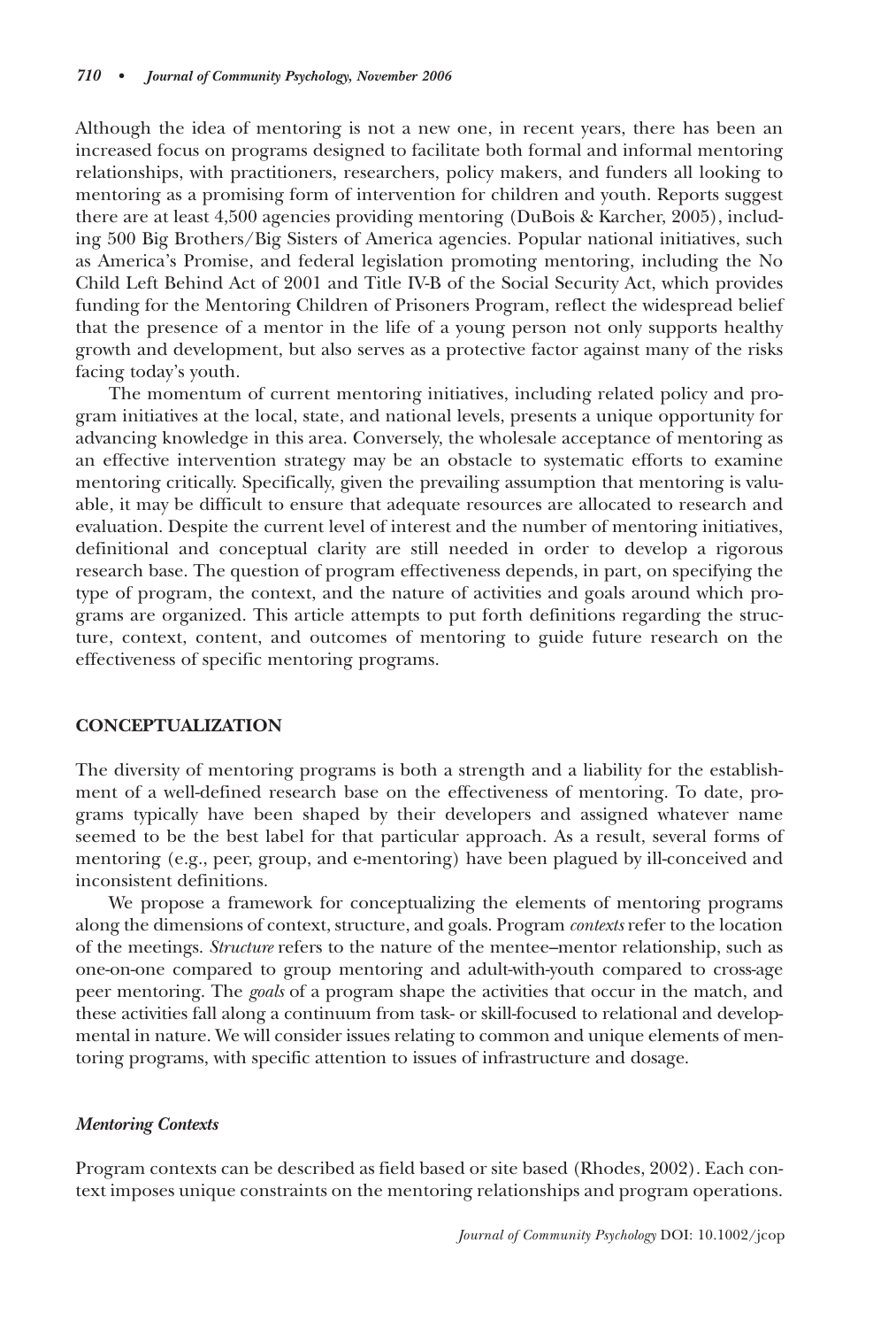Although the idea of mentoring is not a new one, in recent years, there has been an increased focus on programs designed to facilitate both formal and informal mentoring relationships, with practitioners, researchers, policy makers, and funders all looking to mentoring as a promising form of intervention for children and youth. Reports suggest there are at least 4,500 agencies providing mentoring (DuBois & Karcher, 2005), including 500 Big Brothers/Big Sisters of America agencies. Popular national initiatives, such as America's Promise, and federal legislation promoting mentoring, including the No Child Left Behind Act of 2001 and Title IV-B of the Social Security Act, which provides funding for the Mentoring Children of Prisoners Program, reflect the widespread belief that the presence of a mentor in the life of a young person not only supports healthy growth and development, but also serves as a protective factor against many of the risks facing today's youth.

The momentum of current mentoring initiatives, including related policy and program initiatives at the local, state, and national levels, presents a unique opportunity for advancing knowledge in this area. Conversely, the wholesale acceptance of mentoring as an effective intervention strategy may be an obstacle to systematic efforts to examine mentoring critically. Specifically, given the prevailing assumption that mentoring is valuable, it may be difficult to ensure that adequate resources are allocated to research and evaluation. Despite the current level of interest and the number of mentoring initiatives, definitional and conceptual clarity are still needed in order to develop a rigorous research base. The question of program effectiveness depends, in part, on specifying the type of program, the context, and the nature of activities and goals around which programs are organized. This article attempts to put forth definitions regarding the structure, context, content, and outcomes of mentoring to guide future research on the effectiveness of specific mentoring programs.

## CONCEPTUALIZATION

The diversity of mentoring programs is both a strength and a liability for the establishment of a well-defined research base on the effectiveness of mentoring. To date, programs typically have been shaped by their developers and assigned whatever name seemed to be the best label for that particular approach. As a result, several forms of mentoring (e.g., peer, group, and e-mentoring) have been plagued by ill-conceived and inconsistent definitions.

We propose a framework for conceptualizing the elements of mentoring programs along the dimensions of context, structure, and goals. Program *contexts* refer to the location of the meetings. *Structure* refers to the nature of the mentee–mentor relationship, such as one-on-one compared to group mentoring and adult-with-youth compared to cross-age peer mentoring. The *goals* of a program shape the activities that occur in the match, and these activities fall along a continuum from task- or skill-focused to relational and developmental in nature. We will consider issues relating to common and unique elements of mentoring programs, with specific attention to issues of infrastructure and dosage.

### *Mentoring Contexts*

Program contexts can be described as field based or site based (Rhodes, 2002). Each context imposes unique constraints on the mentoring relationships and program operations.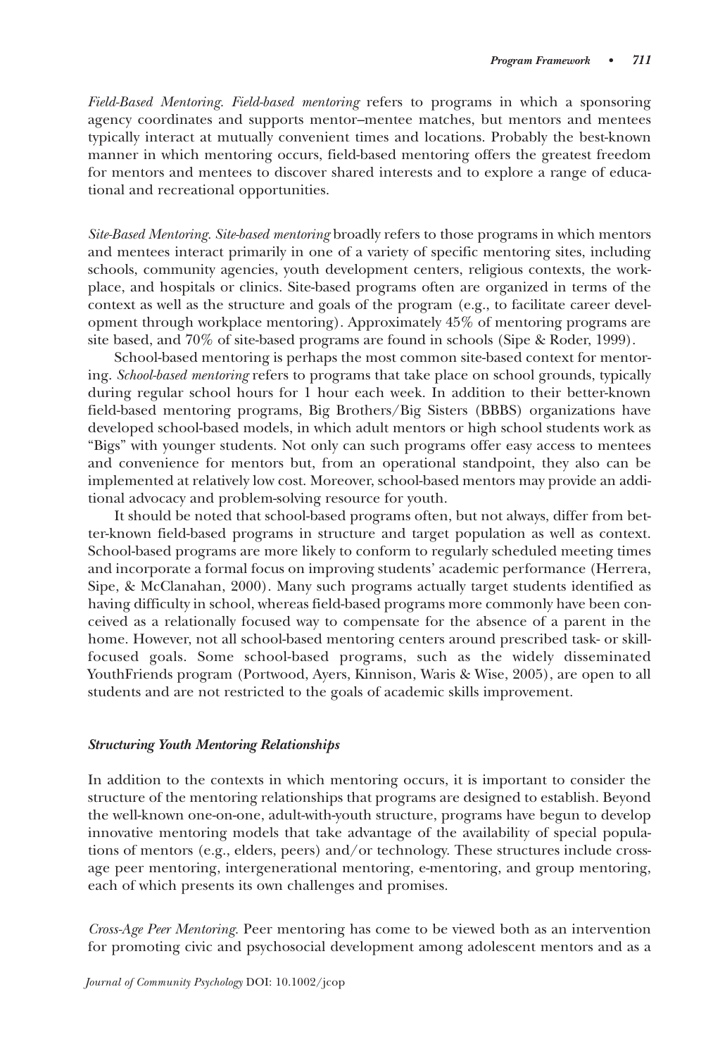*Field-Based Mentoring. Field-based mentoring* refers to programs in which a sponsoring agency coordinates and supports mentor–mentee matches, but mentors and mentees typically interact at mutually convenient times and locations. Probably the best-known manner in which mentoring occurs, field-based mentoring offers the greatest freedom for mentors and mentees to discover shared interests and to explore a range of educational and recreational opportunities.

*Site-Based Mentoring. Site-based mentoring* broadly refers to those programs in which mentors and mentees interact primarily in one of a variety of specific mentoring sites, including schools, community agencies, youth development centers, religious contexts, the workplace, and hospitals or clinics. Site-based programs often are organized in terms of the context as well as the structure and goals of the program (e.g., to facilitate career development through workplace mentoring). Approximately 45% of mentoring programs are site based, and 70% of site-based programs are found in schools (Sipe & Roder, 1999).

School-based mentoring is perhaps the most common site-based context for mentoring. *School-based mentoring* refers to programs that take place on school grounds, typically during regular school hours for 1 hour each week. In addition to their better-known field-based mentoring programs, Big Brothers/Big Sisters (BBBS) organizations have developed school-based models, in which adult mentors or high school students work as "Bigs" with younger students. Not only can such programs offer easy access to mentees and convenience for mentors but, from an operational standpoint, they also can be implemented at relatively low cost. Moreover, school-based mentors may provide an additional advocacy and problem-solving resource for youth.

It should be noted that school-based programs often, but not always, differ from better-known field-based programs in structure and target population as well as context. School-based programs are more likely to conform to regularly scheduled meeting times and incorporate a formal focus on improving students' academic performance (Herrera, Sipe, & McClanahan, 2000). Many such programs actually target students identified as having difficulty in school, whereas field-based programs more commonly have been conceived as a relationally focused way to compensate for the absence of a parent in the home. However, not all school-based mentoring centers around prescribed task- or skill-focused goals. Some school-based programs, such as the widely disseminated YouthFriends program (Portwood, Ayers, Kinnison, Waris & Wise, 2005), are open to all students and are not restricted to the goals of academic skills improvement.

### *Structuring Youth Mentoring Relationships*

In addition to the contexts in which mentoring occurs, it is important to consider the structure of the mentoring relationships that programs are designed to establish. Beyond the well-known one-on-one, adult-with-youth structure, programs have begun to develop innovative mentoring models that take advantage of the availability of special populations of mentors (e.g., elders, peers) and/or technology. These structures include cross-age peer mentoring, intergenerational mentoring, e-mentoring, and group mentoring, each of which presents its own challenges and promises.

*Cross-Age Peer Mentoring.* Peer mentoring has come to be viewed both as an intervention for promoting civic and psychosocial development among adolescent mentors and as a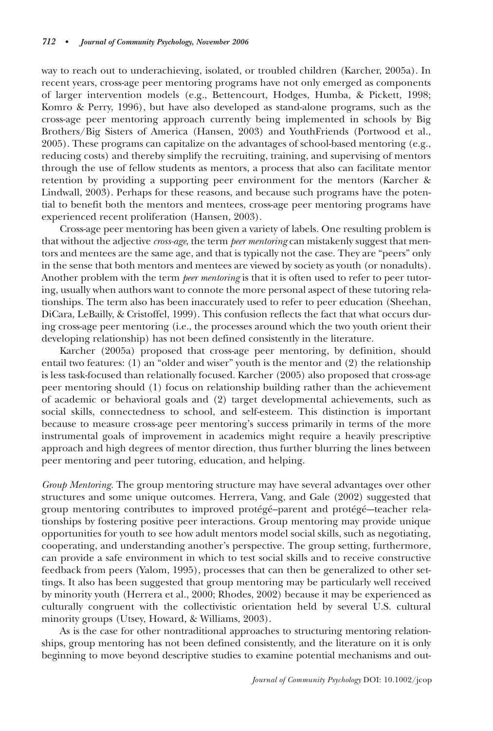way to reach out to underachieving, isolated, or troubled children (Karcher, 2005a). In recent years, cross-age peer mentoring programs have not only emerged as components of larger intervention models (e.g., Bettencourt, Hodges, Humba, & Pickett, 1998; Komro & Perry, 1996), but have also developed as stand-alone programs, such as the cross-age peer mentoring approach currently being implemented in schools by Big Brothers/Big Sisters of America (Hansen, 2003) and YouthFriends (Portwood et al., 2005). These programs can capitalize on the advantages of school-based mentoring (e.g., reducing costs) and thereby simplify the recruiting, training, and supervising of mentors through the use of fellow students as mentors, a process that also can facilitate mentor retention by providing a supporting peer environment for the mentors (Karcher & Lindwall, 2003). Perhaps for these reasons, and because such programs have the potential to benefit both the mentors and mentees, cross-age peer mentoring programs have experienced recent proliferation (Hansen, 2003).

Cross-age peer mentoring has been given a variety of labels. One resulting problem is that without the adjective *cross-age*, the term *peer mentoring* can mistakenly suggest that mentors and mentees are the same age, and that is typically not the case. They are "peers" only in the sense that both mentors and mentees are viewed by society as youth (or nonadults). Another problem with the term *peer mentoring* is that it is often used to refer to peer tutoring, usually when authors want to connote the more personal aspect of these tutoring relationships. The term also has been inaccurately used to refer to peer education (Sheehan, DiCara, LeBailly, & Cristoffel, 1999). This confusion reflects the fact that what occurs during cross-age peer mentoring (i.e., the processes around which the two youth orient their developing relationship) has not been defined consistently in the literature.

Karcher (2005a) proposed that cross-age peer mentoring, by definition, should entail two features: (1) an "older and wiser" youth is the mentor and (2) the relationship is less task-focused than relationally focused. Karcher (2005) also proposed that cross-age peer mentoring should (1) focus on relationship building rather than the achievement of academic or behavioral goals and (2) target developmental achievements, such as social skills, connectedness to school, and self-esteem. This distinction is important because to measure cross-age peer mentoring's success primarily in terms of the more instrumental goals of improvement in academics might require a heavily prescriptive approach and high degrees of mentor direction, thus further blurring the lines between peer mentoring and peer tutoring, education, and helping.

*Group Mentoring*. The group mentoring structure may have several advantages over other structures and some unique outcomes. Herrera, Vang, and Gale (2002) suggested that group mentoring contributes to improved protégé–parent and protégé—teacher relationships by fostering positive peer interactions. Group mentoring may provide unique opportunities for youth to see how adult mentors model social skills, such as negotiating, cooperating, and understanding another's perspective. The group setting, furthermore, can provide a safe environment in which to test social skills and to receive constructive feedback from peers (Yalom, 1995), processes that can then be generalized to other settings. It also has been suggested that group mentoring may be particularly well received by minority youth (Herrera et al., 2000; Rhodes, 2002) because it may be experienced as culturally congruent with the collectivistic orientation held by several U.S. cultural minority groups (Utsey, Howard, & Williams, 2003).

As is the case for other nontraditional approaches to structuring mentoring relationships, group mentoring has not been defined consistently, and the literature on it is only beginning to move beyond descriptive studies to examine potential mechanisms and out-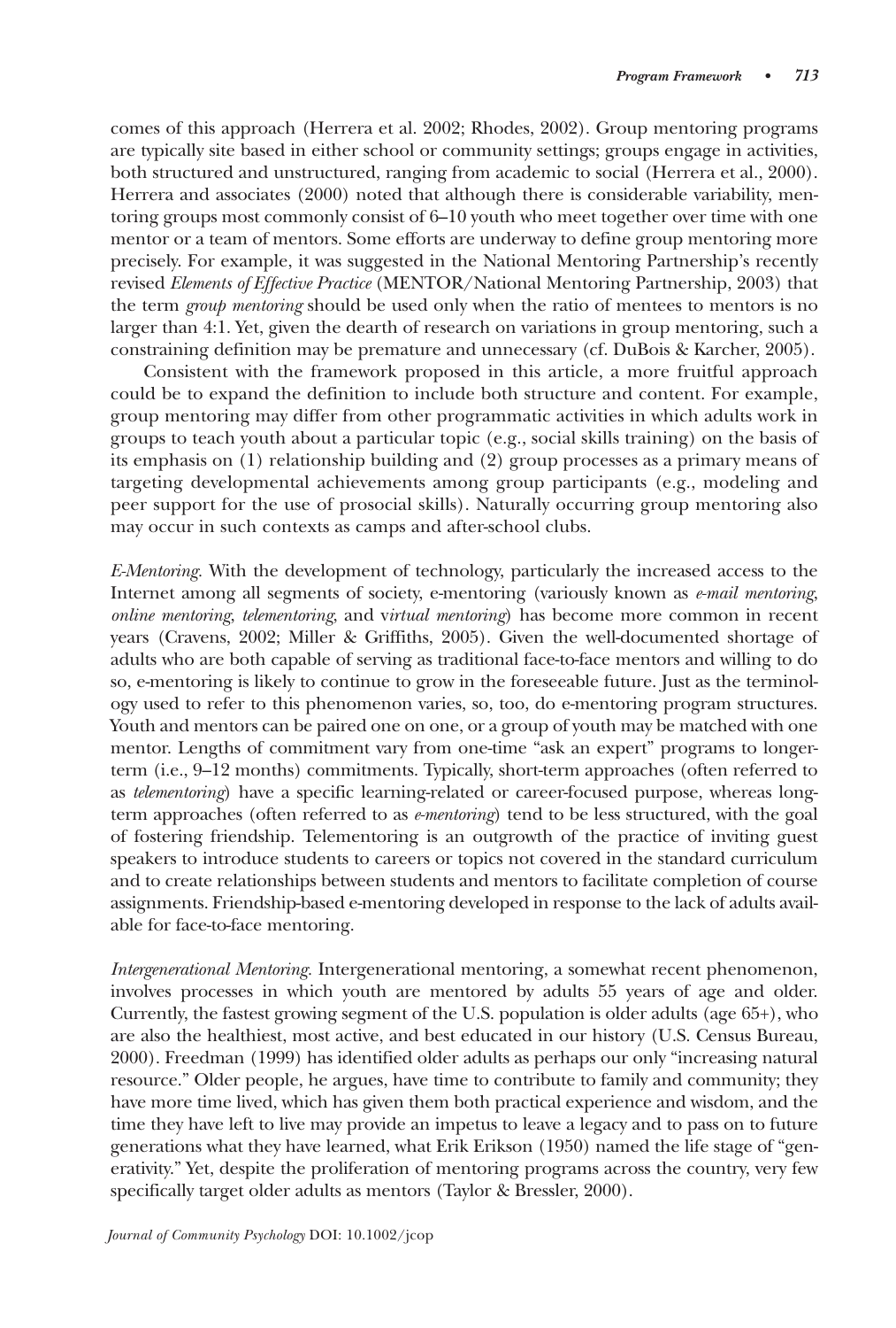comes of this approach (Herrera et al. 2002; Rhodes, 2002). Group mentoring programs are typically site based in either school or community settings; groups engage in activities, both structured and unstructured, ranging from academic to social (Herrera et al., 2000). Herrera and associates (2000) noted that although there is considerable variability, mentoring groups most commonly consist of 6–10 youth who meet together over time with one mentor or a team of mentors. Some efforts are underway to define group mentoring more precisely. For example, it was suggested in the National Mentoring Partnership's recently revised *Elements of Effective Practice* (MENTOR/National Mentoring Partnership, 2003) that the term *group mentoring* should be used only when the ratio of mentees to mentors is no larger than 4:1. Yet, given the dearth of research on variations in group mentoring, such a constraining definition may be premature and unnecessary (cf. DuBois & Karcher, 2005).

Consistent with the framework proposed in this article, a more fruitful approach could be to expand the definition to include both structure and content. For example, group mentoring may differ from other programmatic activities in which adults work in groups to teach youth about a particular topic (e.g., social skills training) on the basis of its emphasis on (1) relationship building and (2) group processes as a primary means of targeting developmental achievements among group participants (e.g., modeling and peer support for the use of prosocial skills). Naturally occurring group mentoring also may occur in such contexts as camps and after-school clubs.

*E-Mentoring*. With the development of technology, particularly the increased access to the Internet among all segments of society, e-mentoring (variously known as *e-mail mentoring*, *online mentoring*, *telementoring*, and *virtual mentoring*) has become more common in recent years (Cravens, 2002; Miller & Griffiths, 2005). Given the well-documented shortage of adults who are both capable of serving as traditional face-to-face mentors and willing to do so, e-mentoring is likely to continue to grow in the foreseeable future. Just as the terminology used to refer to this phenomenon varies, so, too, do e-mentoring program structures. Youth and mentors can be paired one on one, or a group of youth may be matched with one mentor. Lengths of commitment vary from one-time "ask an expert" programs to longer-term (i.e., 9–12 months) commitments. Typically, short-term approaches (often referred to as *telementoring*) have a specific learning-related or career-focused purpose, whereas long-term approaches (often referred to as *e-mentoring*) tend to be less structured, with the goal of fostering friendship. Telementoring is an outgrowth of the practice of inviting guest speakers to introduce students to careers or topics not covered in the standard curriculum and to create relationships between students and mentors to facilitate completion of course assignments. Friendship-based e-mentoring developed in response to the lack of adults available for face-to-face mentoring.

*Intergenerational Mentoring*. Intergenerational mentoring, a somewhat recent phenomenon, involves processes in which youth are mentored by adults 55 years of age and older. Currently, the fastest growing segment of the U.S. population is older adults (age 65+), who are also the healthiest, most active, and best educated in our history (U.S. Census Bureau, 2000). Freedman (1999) has identified older adults as perhaps our only "increasing natural resource." Older people, he argues, have time to contribute to family and community; they have more time lived, which has given them both practical experience and wisdom, and the time they have left to live may provide an impetus to leave a legacy and to pass on to future generations what they have learned, what Erik Erikson (1950) named the life stage of "generativity." Yet, despite the proliferation of mentoring programs across the country, very few specifically target older adults as mentors (Taylor & Bressler, 2000).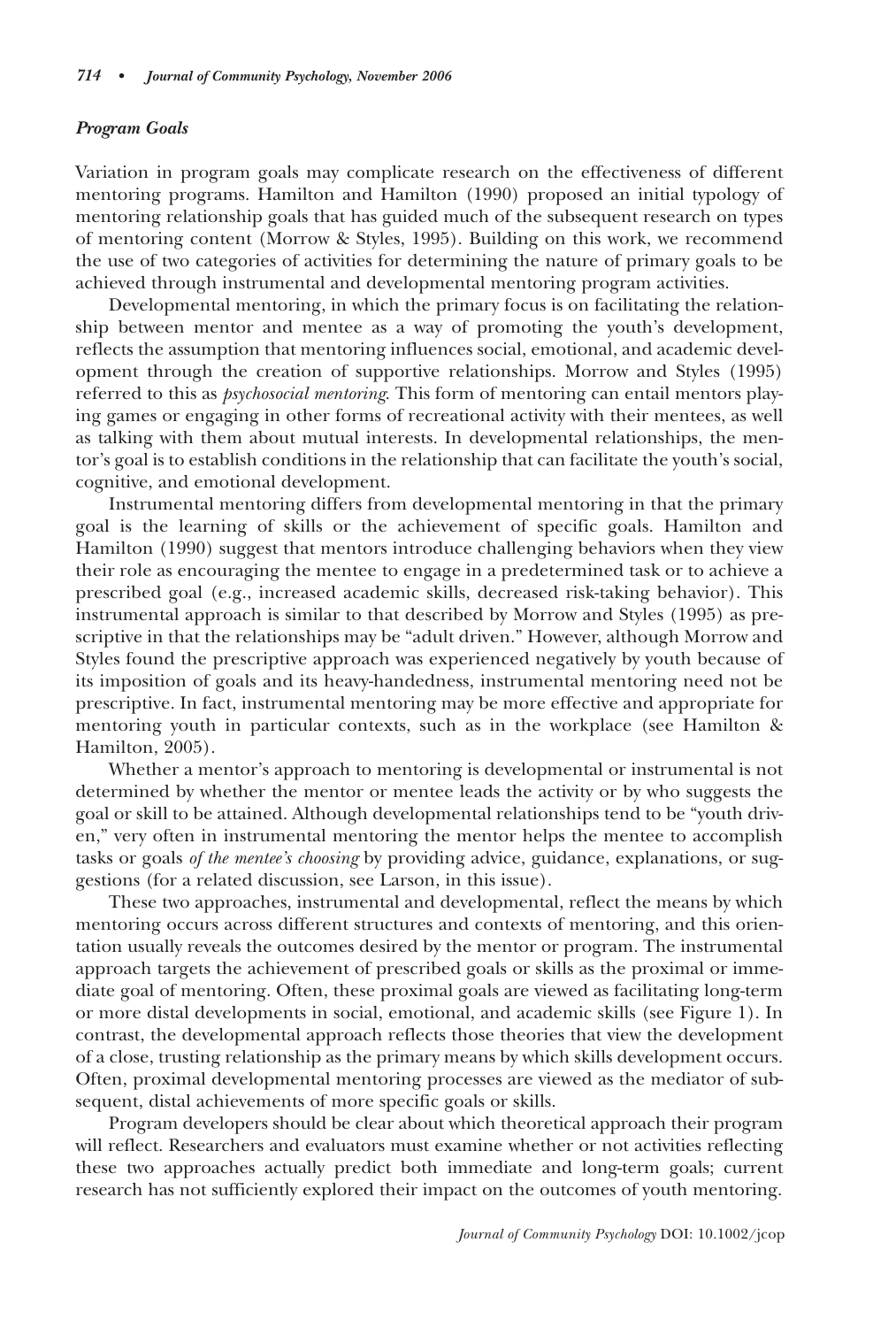### *Program Goals*

Variation in program goals may complicate research on the effectiveness of different mentoring programs. Hamilton and Hamilton (1990) proposed an initial typology of mentoring relationship goals that has guided much of the subsequent research on types of mentoring content (Morrow & Styles, 1995). Building on this work, we recommend the use of two categories of activities for determining the nature of primary goals to be achieved through instrumental and developmental mentoring program activities.

Developmental mentoring, in which the primary focus is on facilitating the relationship between mentor and mentee as a way of promoting the youth's development, reflects the assumption that mentoring influences social, emotional, and academic development through the creation of supportive relationships. Morrow and Styles (1995) referred to this as *psychosocial mentoring*. This form of mentoring can entail mentors playing games or engaging in other forms of recreational activity with their mentees, as well as talking with them about mutual interests. In developmental relationships, the mentor's goal is to establish conditions in the relationship that can facilitate the youth's social, cognitive, and emotional development.

Instrumental mentoring differs from developmental mentoring in that the primary goal is the learning of skills or the achievement of specific goals. Hamilton and Hamilton (1990) suggest that mentors introduce challenging behaviors when they view their role as encouraging the mentee to engage in a predetermined task or to achieve a prescribed goal (e.g., increased academic skills, decreased risk-taking behavior). This instrumental approach is similar to that described by Morrow and Styles (1995) as prescriptive in that the relationships may be "adult driven." However, although Morrow and Styles found the prescriptive approach was experienced negatively by youth because of its imposition of goals and its heavy-handedness, instrumental mentoring need not be prescriptive. In fact, instrumental mentoring may be more effective and appropriate for mentoring youth in particular contexts, such as in the workplace (see Hamilton & Hamilton, 2005).

Whether a mentor's approach to mentoring is developmental or instrumental is not determined by whether the mentor or mentee leads the activity or by who suggests the goal or skill to be attained. Although developmental relationships tend to be "youth driven," very often in instrumental mentoring the mentor helps the mentee to accomplish tasks or goals *of the mentee's choosing* by providing advice, guidance, explanations, or suggestions (for a related discussion, see Larson, in this issue).

These two approaches, instrumental and developmental, reflect the means by which mentoring occurs across different structures and contexts of mentoring, and this orientation usually reveals the outcomes desired by the mentor or program. The instrumental approach targets the achievement of prescribed goals or skills as the proximal or immediate goal of mentoring. Often, these proximal goals are viewed as facilitating long-term or more distal developments in social, emotional, and academic skills (see Figure 1). In contrast, the developmental approach reflects those theories that view the development of a close, trusting relationship as the primary means by which skills development occurs. Often, proximal developmental mentoring processes are viewed as the mediator of subsequent, distal achievements of more specific goals or skills.

Program developers should be clear about which theoretical approach their program will reflect. Researchers and evaluators must examine whether or not activities reflecting these two approaches actually predict both immediate and long-term goals; current research has not sufficiently explored their impact on the outcomes of youth mentoring.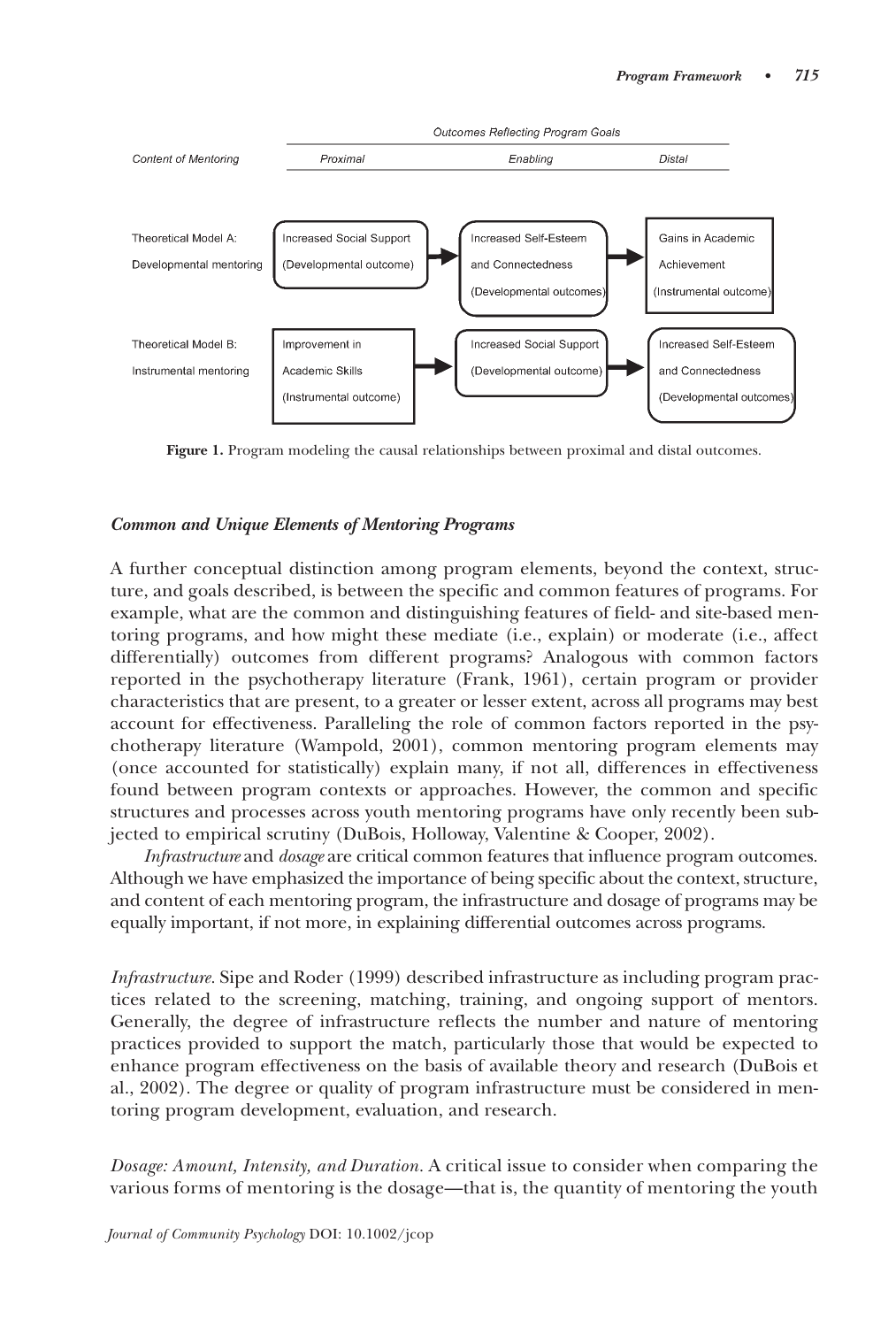| Content of Mentoring | Outcomes Reflecting Program Goals: Proximal | Enabling | Distal |
| --- | --- | --- | --- |
| Theoretical Model A: Developmental mentoring | Increased Social Support (Developmental outcome) → | Increased Self-Esteem and Connectedness (Developmental outcomes) → | Gains in Academic Achievement (Instrumental outcome) |
| Theoretical Model B: Instrumental mentoring | Improvement in Academic Skills (Instrumental outcome) → | Increased Social Support (Developmental outcome) → | Increased Self-Esteem and Connectedness (Developmental outcomes) |

**Figure 1.** Program modeling the causal relationships between proximal and distal outcomes.

### *Common and Unique Elements of Mentoring Programs*

A further conceptual distinction among program elements, beyond the context, structure, and goals described, is between the specific and common features of programs. For example, what are the common and distinguishing features of field- and site-based mentoring programs, and how might these mediate (i.e., explain) or moderate (i.e., affect differentially) outcomes from different programs? Analogous with common factors reported in the psychotherapy literature (Frank, 1961), certain program or provider characteristics that are present, to a greater or lesser extent, across all programs may best account for effectiveness. Paralleling the role of common factors reported in the psychotherapy literature (Wampold, 2001), common mentoring program elements may (once accounted for statistically) explain many, if not all, differences in effectiveness found between program contexts or approaches. However, the common and specific structures and processes across youth mentoring programs have only recently been subjected to empirical scrutiny (DuBois, Holloway, Valentine & Cooper, 2002).

*Infrastructure* and *dosage* are critical common features that influence program outcomes. Although we have emphasized the importance of being specific about the context, structure, and content of each mentoring program, the infrastructure and dosage of programs may be equally important, if not more, in explaining differential outcomes across programs.

*Infrastructure.* Sipe and Roder (1999) described infrastructure as including program practices related to the screening, matching, training, and ongoing support of mentors. Generally, the degree of infrastructure reflects the number and nature of mentoring practices provided to support the match, particularly those that would be expected to enhance program effectiveness on the basis of available theory and research (DuBois et al., 2002). The degree or quality of program infrastructure must be considered in mentoring program development, evaluation, and research.

*Dosage: Amount, Intensity, and Duration.* A critical issue to consider when comparing the various forms of mentoring is the dosage—that is, the quantity of mentoring the youth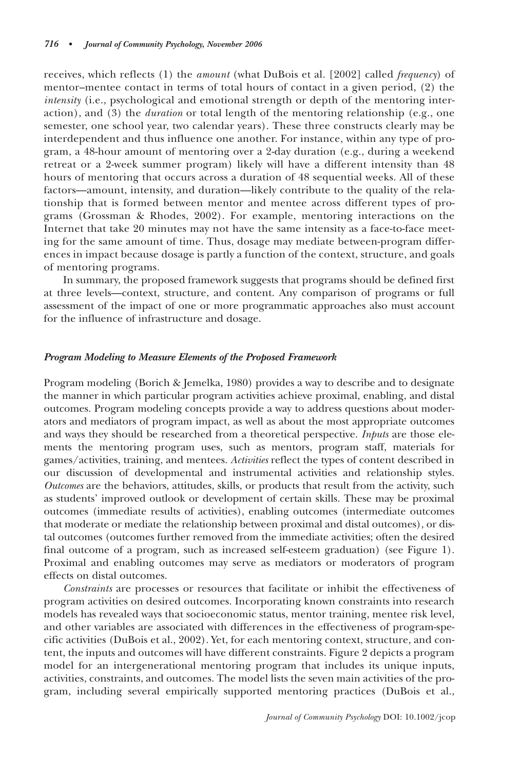receives, which reflects (1) the *amount* (what DuBois et al. [2002] called *frequency*) of mentor–mentee contact in terms of total hours of contact in a given period, (2) the *intensity* (i.e., psychological and emotional strength or depth of the mentoring interaction), and (3) the *duration* or total length of the mentoring relationship (e.g., one semester, one school year, two calendar years). These three constructs clearly may be interdependent and thus influence one another. For instance, within any type of program, a 48-hour amount of mentoring over a 2-day duration (e.g., during a weekend retreat or a 2-week summer program) likely will have a different intensity than 48 hours of mentoring that occurs across a duration of 48 sequential weeks. All of these factors—amount, intensity, and duration—likely contribute to the quality of the relationship that is formed between mentor and mentee across different types of programs (Grossman & Rhodes, 2002). For example, mentoring interactions on the Internet that take 20 minutes may not have the same intensity as a face-to-face meeting for the same amount of time. Thus, dosage may mediate between-program differences in impact because dosage is partly a function of the context, structure, and goals of mentoring programs.

In summary, the proposed framework suggests that programs should be defined first at three levels—context, structure, and content. Any comparison of programs or full assessment of the impact of one or more programmatic approaches also must account for the influence of infrastructure and dosage.

### *Program Modeling to Measure Elements of the Proposed Framework*

Program modeling (Borich & Jemelka, 1980) provides a way to describe and to designate the manner in which particular program activities achieve proximal, enabling, and distal outcomes. Program modeling concepts provide a way to address questions about moderators and mediators of program impact, as well as about the most appropriate outcomes and ways they should be researched from a theoretical perspective. *Inputs* are those elements the mentoring program uses, such as mentors, program staff, materials for games/activities, training, and mentees. *Activities* reflect the types of content described in our discussion of developmental and instrumental activities and relationship styles. *Outcomes* are the behaviors, attitudes, skills, or products that result from the activity, such as students' improved outlook or development of certain skills. These may be proximal outcomes (immediate results of activities), enabling outcomes (intermediate outcomes that moderate or mediate the relationship between proximal and distal outcomes), or distal outcomes (outcomes further removed from the immediate activities; often the desired final outcome of a program, such as increased self-esteem graduation) (see Figure 1). Proximal and enabling outcomes may serve as mediators or moderators of program effects on distal outcomes.

*Constraints* are processes or resources that facilitate or inhibit the effectiveness of program activities on desired outcomes. Incorporating known constraints into research models has revealed ways that socioeconomic status, mentor training, mentee risk level, and other variables are associated with differences in the effectiveness of program-specific activities (DuBois et al., 2002). Yet, for each mentoring context, structure, and content, the inputs and outcomes will have different constraints. Figure 2 depicts a program model for an intergenerational mentoring program that includes its unique inputs, activities, constraints, and outcomes. The model lists the seven main activities of the program, including several empirically supported mentoring practices (DuBois et al.,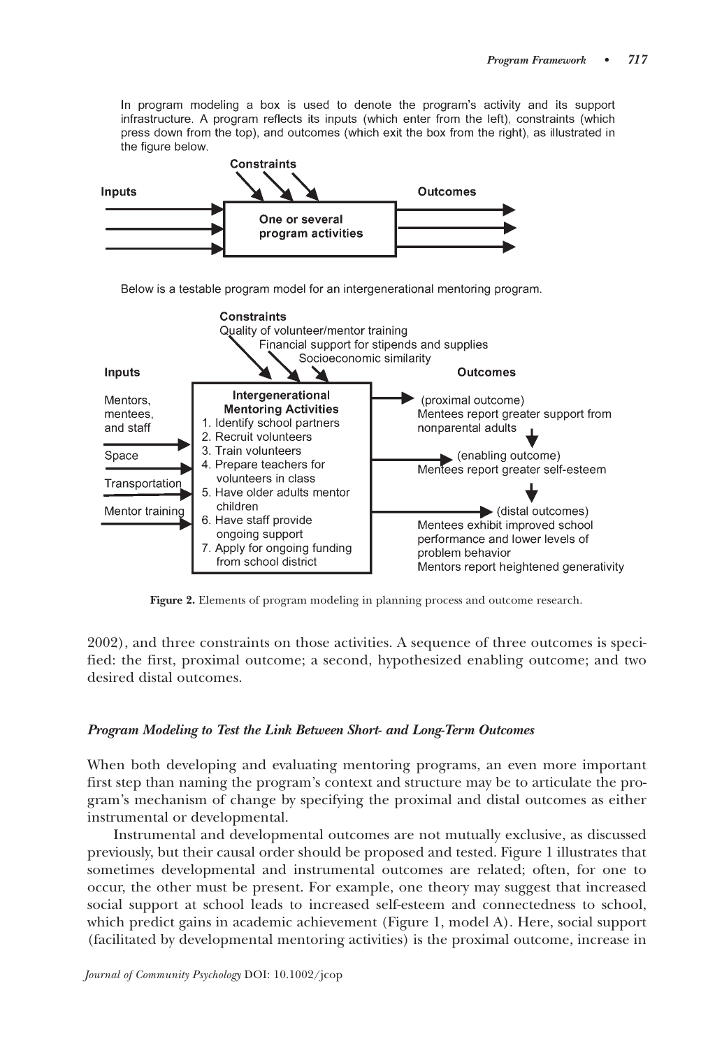In program modeling a box is used to denote the program's activity and its support infrastructure. A program reflects its inputs (which enter from the left), constraints (which press down from the top), and outcomes (which exit the box from the right), as illustrated in the figure below.

**Constraints**

**Inputs**

**One or several program activities**

**Outcomes**

Below is a testable program model for an intergenerational mentoring program.

**Constraints**
Quality of volunteer/mentor training
Financial support for stipends and supplies
Socioeconomic similarity

**Inputs**
Mentors, mentees, and staff
Space
Transportation
Mentor training

**Intergenerational Mentoring Activities**
1. Identify school partners
2. Recruit volunteers
3. Train volunteers
4. Prepare teachers for volunteers in class
5. Have older adults mentor children
6. Have staff provide ongoing support
7. Apply for ongoing funding from school district

**Outcomes**
(proximal outcome)
Mentees report greater support from nonparental adults
(enabling outcome)
Mentees report greater self-esteem
(distal outcomes)
Mentees exhibit improved school performance and lower levels of problem behavior
Mentors report heightened generativity

**Figure 2.** Elements of program modeling in planning process and outcome research.

2002), and three constraints on those activities. A sequence of three outcomes is specified: the first, proximal outcome; a second, hypothesized enabling outcome; and two desired distal outcomes.

### *Program Modeling to Test the Link Between Short- and Long-Term Outcomes*

When both developing and evaluating mentoring programs, an even more important first step than naming the program's context and structure may be to articulate the program's mechanism of change by specifying the proximal and distal outcomes as either instrumental or developmental.

Instrumental and developmental outcomes are not mutually exclusive, as discussed previously, but their causal order should be proposed and tested. Figure 1 illustrates that sometimes developmental and instrumental outcomes are related; often, for one to occur, the other must be present. For example, one theory may suggest that increased social support at school leads to increased self-esteem and connectedness to school, which predict gains in academic achievement (Figure 1, model A). Here, social support (facilitated by developmental mentoring activities) is the proximal outcome, increase in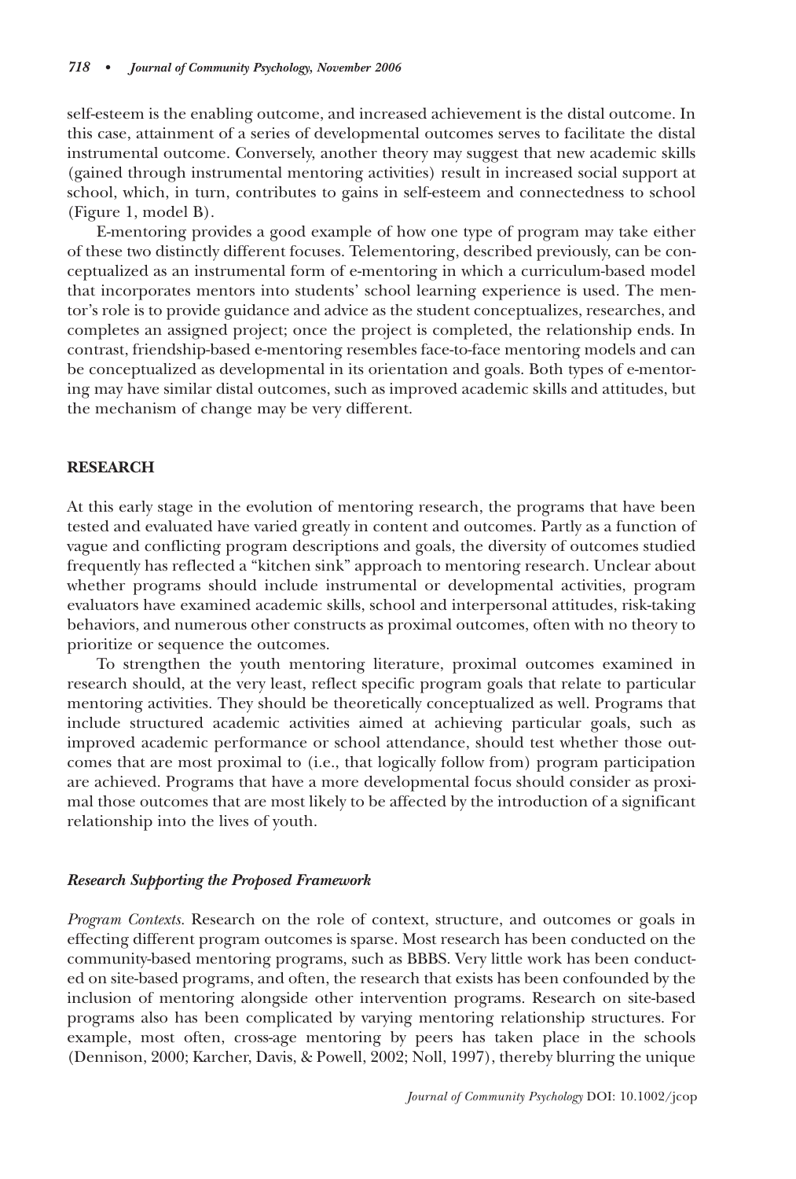self-esteem is the enabling outcome, and increased achievement is the distal outcome. In this case, attainment of a series of developmental outcomes serves to facilitate the distal instrumental outcome. Conversely, another theory may suggest that new academic skills (gained through instrumental mentoring activities) result in increased social support at school, which, in turn, contributes to gains in self-esteem and connectedness to school (Figure 1, model B).

E-mentoring provides a good example of how one type of program may take either of these two distinctly different focuses. Telementoring, described previously, can be conceptualized as an instrumental form of e-mentoring in which a curriculum-based model that incorporates mentors into students' school learning experience is used. The mentor's role is to provide guidance and advice as the student conceptualizes, researches, and completes an assigned project; once the project is completed, the relationship ends. In contrast, friendship-based e-mentoring resembles face-to-face mentoring models and can be conceptualized as developmental in its orientation and goals. Both types of e-mentoring may have similar distal outcomes, such as improved academic skills and attitudes, but the mechanism of change may be very different.

## RESEARCH

At this early stage in the evolution of mentoring research, the programs that have been tested and evaluated have varied greatly in content and outcomes. Partly as a function of vague and conflicting program descriptions and goals, the diversity of outcomes studied frequently has reflected a "kitchen sink" approach to mentoring research. Unclear about whether programs should include instrumental or developmental activities, program evaluators have examined academic skills, school and interpersonal attitudes, risk-taking behaviors, and numerous other constructs as proximal outcomes, often with no theory to prioritize or sequence the outcomes.

To strengthen the youth mentoring literature, proximal outcomes examined in research should, at the very least, reflect specific program goals that relate to particular mentoring activities. They should be theoretically conceptualized as well. Programs that include structured academic activities aimed at achieving particular goals, such as improved academic performance or school attendance, should test whether those outcomes that are most proximal to (i.e., that logically follow from) program participation are achieved. Programs that have a more developmental focus should consider as proximal those outcomes that are most likely to be affected by the introduction of a significant relationship into the lives of youth.

### *Research Supporting the Proposed Framework*

*Program Contexts.* Research on the role of context, structure, and outcomes or goals in effecting different program outcomes is sparse. Most research has been conducted on the community-based mentoring programs, such as BBBS. Very little work has been conducted on site-based programs, and often, the research that exists has been confounded by the inclusion of mentoring alongside other intervention programs. Research on site-based programs also has been complicated by varying mentoring relationship structures. For example, most often, cross-age mentoring by peers has taken place in the schools (Dennison, 2000; Karcher, Davis, & Powell, 2002; Noll, 1997), thereby blurring the unique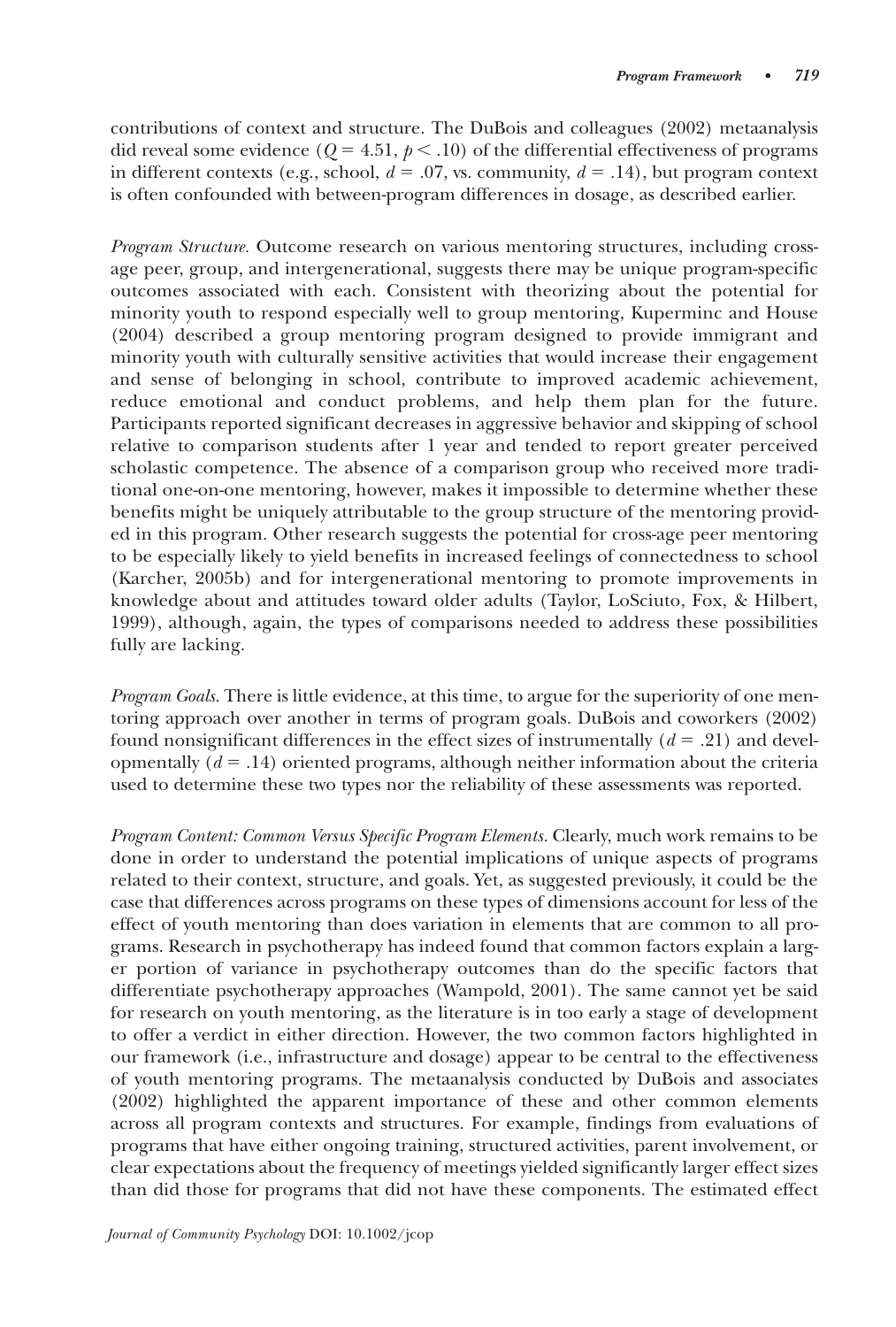contributions of context and structure. The DuBois and colleagues (2002) metaanalysis did reveal some evidence ($Q = 4.51$, $p < .10$) of the differential effectiveness of programs in different contexts (e.g., school, $d = .07$, vs. community, $d = .14$), but program context is often confounded with between-program differences in dosage, as described earlier.

*Program Structure.* Outcome research on various mentoring structures, including cross-age peer, group, and intergenerational, suggests there may be unique program-specific outcomes associated with each. Consistent with theorizing about the potential for minority youth to respond especially well to group mentoring, Kuperminc and House (2004) described a group mentoring program designed to provide immigrant and minority youth with culturally sensitive activities that would increase their engagement and sense of belonging in school, contribute to improved academic achievement, reduce emotional and conduct problems, and help them plan for the future. Participants reported significant decreases in aggressive behavior and skipping of school relative to comparison students after 1 year and tended to report greater perceived scholastic competence. The absence of a comparison group who received more traditional one-on-one mentoring, however, makes it impossible to determine whether these benefits might be uniquely attributable to the group structure of the mentoring provided in this program. Other research suggests the potential for cross-age peer mentoring to be especially likely to yield benefits in increased feelings of connectedness to school (Karcher, 2005b) and for intergenerational mentoring to promote improvements in knowledge about and attitudes toward older adults (Taylor, LoSciuto, Fox, & Hilbert, 1999), although, again, the types of comparisons needed to address these possibilities fully are lacking.

*Program Goals.* There is little evidence, at this time, to argue for the superiority of one mentoring approach over another in terms of program goals. DuBois and coworkers (2002) found nonsignificant differences in the effect sizes of instrumentally ($d = .21$) and developmentally ($d = .14$) oriented programs, although neither information about the criteria used to determine these two types nor the reliability of these assessments was reported.

*Program Content: Common Versus Specific Program Elements.* Clearly, much work remains to be done in order to understand the potential implications of unique aspects of programs related to their context, structure, and goals. Yet, as suggested previously, it could be the case that differences across programs on these types of dimensions account for less of the effect of youth mentoring than does variation in elements that are common to all programs. Research in psychotherapy has indeed found that common factors explain a larger portion of variance in psychotherapy outcomes than do the specific factors that differentiate psychotherapy approaches (Wampold, 2001). The same cannot yet be said for research on youth mentoring, as the literature is in too early a stage of development to offer a verdict in either direction. However, the two common factors highlighted in our framework (i.e., infrastructure and dosage) appear to be central to the effectiveness of youth mentoring programs. The metaanalysis conducted by DuBois and associates (2002) highlighted the apparent importance of these and other common elements across all program contexts and structures. For example, findings from evaluations of programs that have either ongoing training, structured activities, parent involvement, or clear expectations about the frequency of meetings yielded significantly larger effect sizes than did those for programs that did not have these components. The estimated effect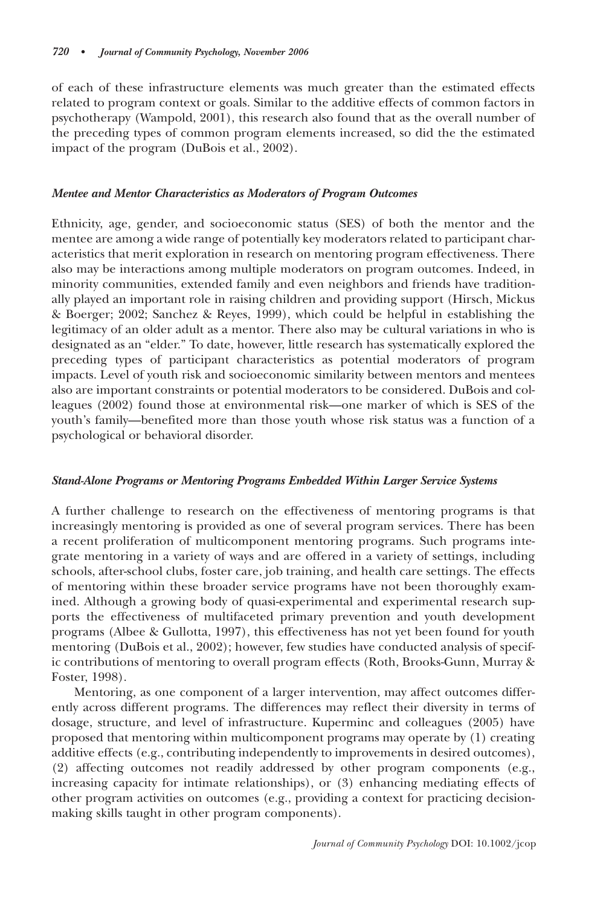of each of these infrastructure elements was much greater than the estimated effects related to program context or goals. Similar to the additive effects of common factors in psychotherapy (Wampold, 2001), this research also found that as the overall number of the preceding types of common program elements increased, so did the the estimated impact of the program (DuBois et al., 2002).

### *Mentee and Mentor Characteristics as Moderators of Program Outcomes*

Ethnicity, age, gender, and socioeconomic status (SES) of both the mentor and the mentee are among a wide range of potentially key moderators related to participant characteristics that merit exploration in research on mentoring program effectiveness. There also may be interactions among multiple moderators on program outcomes. Indeed, in minority communities, extended family and even neighbors and friends have traditionally played an important role in raising children and providing support (Hirsch, Mickus & Boerger; 2002; Sanchez & Reyes, 1999), which could be helpful in establishing the legitimacy of an older adult as a mentor. There also may be cultural variations in who is designated as an "elder." To date, however, little research has systematically explored the preceding types of participant characteristics as potential moderators of program impacts. Level of youth risk and socioeconomic similarity between mentors and mentees also are important constraints or potential moderators to be considered. DuBois and colleagues (2002) found those at environmental risk—one marker of which is SES of the youth's family—benefited more than those youth whose risk status was a function of a psychological or behavioral disorder.

### *Stand-Alone Programs or Mentoring Programs Embedded Within Larger Service Systems*

A further challenge to research on the effectiveness of mentoring programs is that increasingly mentoring is provided as one of several program services. There has been a recent proliferation of multicomponent mentoring programs. Such programs integrate mentoring in a variety of ways and are offered in a variety of settings, including schools, after-school clubs, foster care, job training, and health care settings. The effects of mentoring within these broader service programs have not been thoroughly examined. Although a growing body of quasi-experimental and experimental research supports the effectiveness of multifaceted primary prevention and youth development programs (Albee & Gullotta, 1997), this effectiveness has not yet been found for youth mentoring (DuBois et al., 2002); however, few studies have conducted analysis of specific contributions of mentoring to overall program effects (Roth, Brooks-Gunn, Murray & Foster, 1998).

Mentoring, as one component of a larger intervention, may affect outcomes differently across different programs. The differences may reflect their diversity in terms of dosage, structure, and level of infrastructure. Kuperminc and colleagues (2005) have proposed that mentoring within multicomponent programs may operate by (1) creating additive effects (e.g., contributing independently to improvements in desired outcomes), (2) affecting outcomes not readily addressed by other program components (e.g., increasing capacity for intimate relationships), or (3) enhancing mediating effects of other program activities on outcomes (e.g., providing a context for practicing decision-making skills taught in other program components).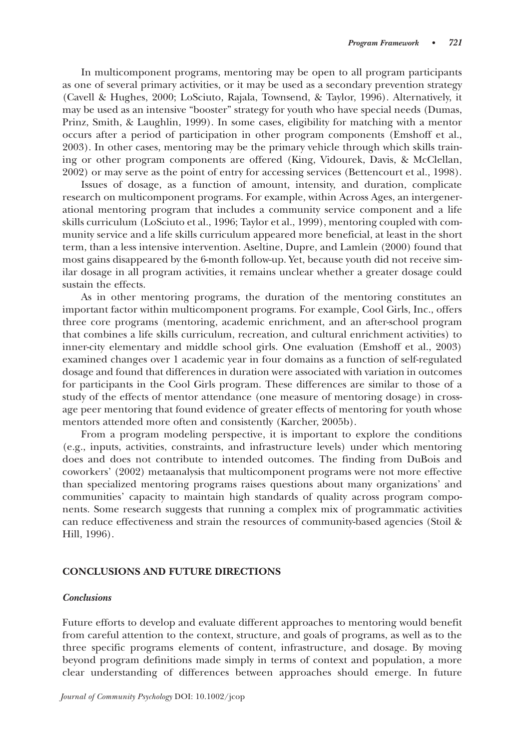In multicomponent programs, mentoring may be open to all program participants as one of several primary activities, or it may be used as a secondary prevention strategy (Cavell & Hughes, 2000; LoSciuto, Rajala, Townsend, & Taylor, 1996). Alternatively, it may be used as an intensive "booster" strategy for youth who have special needs (Dumas, Prinz, Smith, & Laughlin, 1999). In some cases, eligibility for matching with a mentor occurs after a period of participation in other program components (Emshoff et al., 2003). In other cases, mentoring may be the primary vehicle through which skills training or other program components are offered (King, Vidourek, Davis, & McClellan, 2002) or may serve as the point of entry for accessing services (Bettencourt et al., 1998).

Issues of dosage, as a function of amount, intensity, and duration, complicate research on multicomponent programs. For example, within Across Ages, an intergenerational mentoring program that includes a community service component and a life skills curriculum (LoSciuto et al., 1996; Taylor et al., 1999), mentoring coupled with community service and a life skills curriculum appeared more beneficial, at least in the short term, than a less intensive intervention. Aseltine, Dupre, and Lamlein (2000) found that most gains disappeared by the 6-month follow-up. Yet, because youth did not receive similar dosage in all program activities, it remains unclear whether a greater dosage could sustain the effects.

As in other mentoring programs, the duration of the mentoring constitutes an important factor within multicomponent programs. For example, Cool Girls, Inc., offers three core programs (mentoring, academic enrichment, and an after-school program that combines a life skills curriculum, recreation, and cultural enrichment activities) to inner-city elementary and middle school girls. One evaluation (Emshoff et al., 2003) examined changes over 1 academic year in four domains as a function of self-regulated dosage and found that differences in duration were associated with variation in outcomes for participants in the Cool Girls program. These differences are similar to those of a study of the effects of mentor attendance (one measure of mentoring dosage) in cross-age peer mentoring that found evidence of greater effects of mentoring for youth whose mentors attended more often and consistently (Karcher, 2005b).

From a program modeling perspective, it is important to explore the conditions (e.g., inputs, activities, constraints, and infrastructure levels) under which mentoring does and does not contribute to intended outcomes. The finding from DuBois and coworkers' (2002) metaanalysis that multicomponent programs were not more effective than specialized mentoring programs raises questions about many organizations' and communities' capacity to maintain high standards of quality across program components. Some research suggests that running a complex mix of programmatic activities can reduce effectiveness and strain the resources of community-based agencies (Stoil & Hill, 1996).

## CONCLUSIONS AND FUTURE DIRECTIONS

### *Conclusions*

Future efforts to develop and evaluate different approaches to mentoring would benefit from careful attention to the context, structure, and goals of programs, as well as to the three specific programs elements of content, infrastructure, and dosage. By moving beyond program definitions made simply in terms of context and population, a more clear understanding of differences between approaches should emerge. In future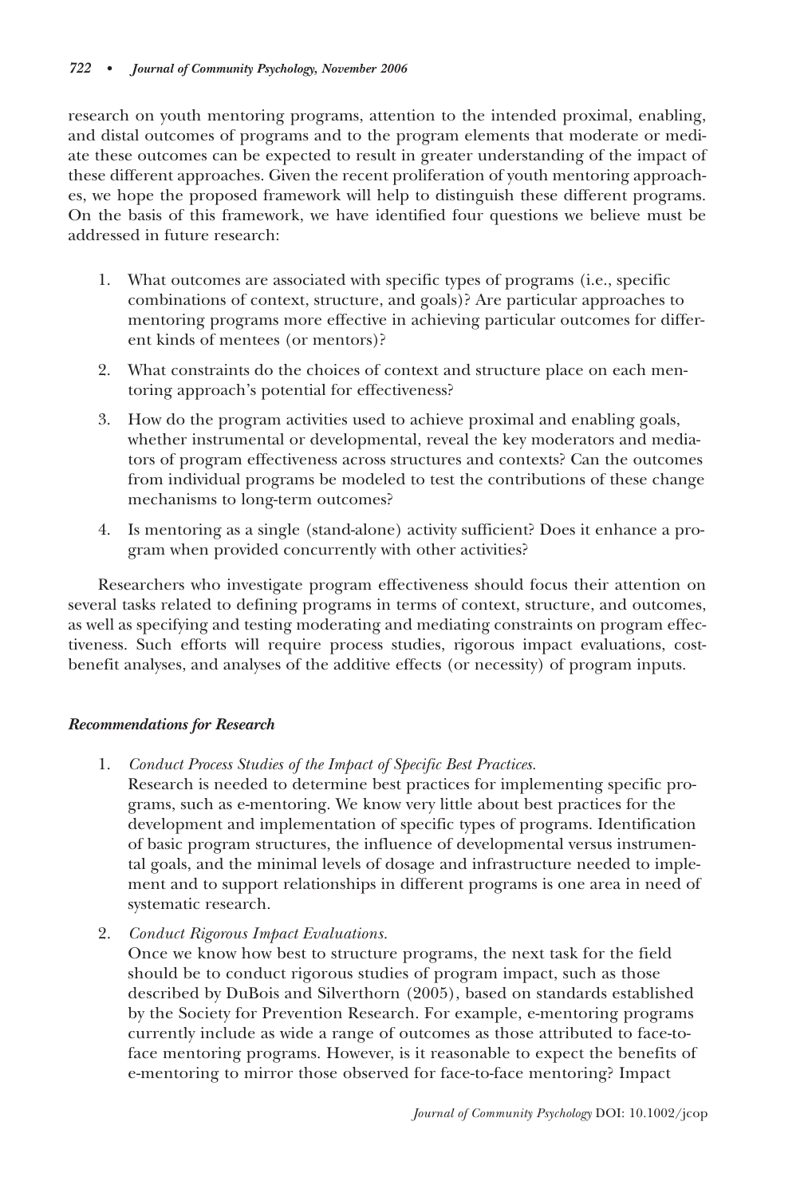research on youth mentoring programs, attention to the intended proximal, enabling, and distal outcomes of programs and to the program elements that moderate or mediate these outcomes can be expected to result in greater understanding of the impact of these different approaches. Given the recent proliferation of youth mentoring approaches, we hope the proposed framework will help to distinguish these different programs. On the basis of this framework, we have identified four questions we believe must be addressed in future research:

1. What outcomes are associated with specific types of programs (i.e., specific combinations of context, structure, and goals)? Are particular approaches to mentoring programs more effective in achieving particular outcomes for different kinds of mentees (or mentors)?
2. What constraints do the choices of context and structure place on each mentoring approach's potential for effectiveness?
3. How do the program activities used to achieve proximal and enabling goals, whether instrumental or developmental, reveal the key moderators and mediators of program effectiveness across structures and contexts? Can the outcomes from individual programs be modeled to test the contributions of these change mechanisms to long-term outcomes?
4. Is mentoring as a single (stand-alone) activity sufficient? Does it enhance a program when provided concurrently with other activities?

Researchers who investigate program effectiveness should focus their attention on several tasks related to defining programs in terms of context, structure, and outcomes, as well as specifying and testing moderating and mediating constraints on program effectiveness. Such efforts will require process studies, rigorous impact evaluations, cost-benefit analyses, and analyses of the additive effects (or necessity) of program inputs.

### *Recommendations for Research*

1. *Conduct Process Studies of the Impact of Specific Best Practices.*
   Research is needed to determine best practices for implementing specific programs, such as e-mentoring. We know very little about best practices for the development and implementation of specific types of programs. Identification of basic program structures, the influence of developmental versus instrumental goals, and the minimal levels of dosage and infrastructure needed to implement and to support relationships in different programs is one area in need of systematic research.
2. *Conduct Rigorous Impact Evaluations.*
   Once we know how best to structure programs, the next task for the field should be to conduct rigorous studies of program impact, such as those described by DuBois and Silverthorn (2005), based on standards established by the Society for Prevention Research. For example, e-mentoring programs currently include as wide a range of outcomes as those attributed to face-to-face mentoring programs. However, is it reasonable to expect the benefits of e-mentoring to mirror those observed for face-to-face mentoring? Impact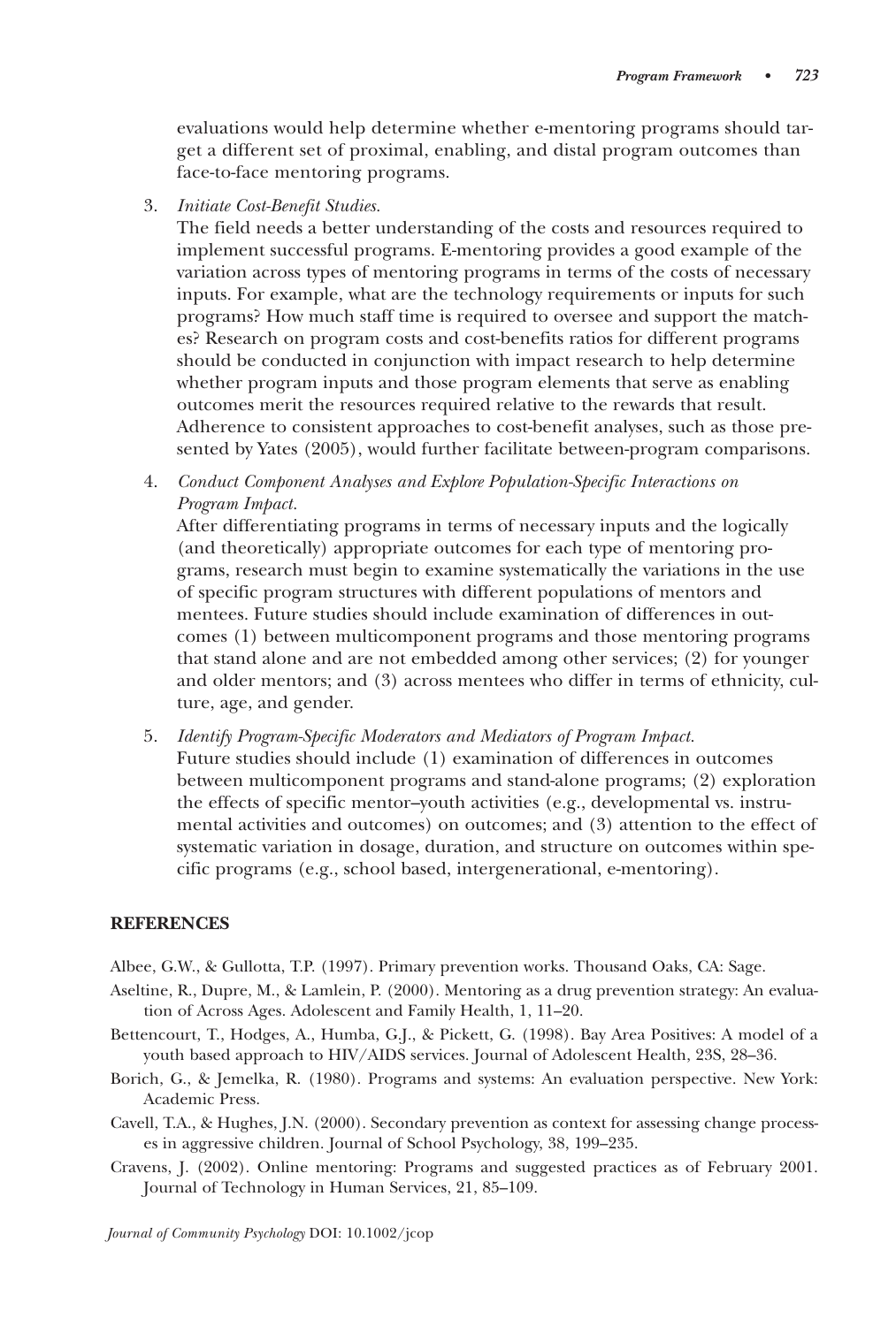evaluations would help determine whether e-mentoring programs should target a different set of proximal, enabling, and distal program outcomes than face-to-face mentoring programs.

3. *Initiate Cost-Benefit Studies.*

   The field needs a better understanding of the costs and resources required to implement successful programs. E-mentoring provides a good example of the variation across types of mentoring programs in terms of the costs of necessary inputs. For example, what are the technology requirements or inputs for such programs? How much staff time is required to oversee and support the matches? Research on program costs and cost-benefits ratios for different programs should be conducted in conjunction with impact research to help determine whether program inputs and those program elements that serve as enabling outcomes merit the resources required relative to the rewards that result. Adherence to consistent approaches to cost-benefit analyses, such as those presented by Yates (2005), would further facilitate between-program comparisons.

4. *Conduct Component Analyses and Explore Population-Specific Interactions on Program Impact.*

   After differentiating programs in terms of necessary inputs and the logically (and theoretically) appropriate outcomes for each type of mentoring programs, research must begin to examine systematically the variations in the use of specific program structures with different populations of mentors and mentees. Future studies should include examination of differences in outcomes (1) between multicomponent programs and those mentoring programs that stand alone and are not embedded among other services; (2) for younger and older mentors; and (3) across mentees who differ in terms of ethnicity, culture, age, and gender.

5. *Identify Program-Specific Moderators and Mediators of Program Impact.*

   Future studies should include (1) examination of differences in outcomes between multicomponent programs and stand-alone programs; (2) exploration the effects of specific mentor–youth activities (e.g., developmental vs. instrumental activities and outcomes) on outcomes; and (3) attention to the effect of systematic variation in dosage, duration, and structure on outcomes within specific programs (e.g., school based, intergenerational, e-mentoring).

## REFERENCES

Albee, G.W., & Gullotta, T.P. (1997). Primary prevention works. Thousand Oaks, CA: Sage.

Aseltine, R., Dupre, M., & Lamlein, P. (2000). Mentoring as a drug prevention strategy: An evaluation of Across Ages. Adolescent and Family Health, 1, 11–20.

Bettencourt, T., Hodges, A., Humba, G.J., & Pickett, G. (1998). Bay Area Positives: A model of a youth based approach to HIV/AIDS services. Journal of Adolescent Health, 23S, 28–36.

Borich, G., & Jemelka, R. (1980). Programs and systems: An evaluation perspective. New York: Academic Press.

Cavell, T.A., & Hughes, J.N. (2000). Secondary prevention as context for assessing change processes in aggressive children. Journal of School Psychology, 38, 199–235.

Cravens, J. (2002). Online mentoring: Programs and suggested practices as of February 2001. Journal of Technology in Human Services, 21, 85–109.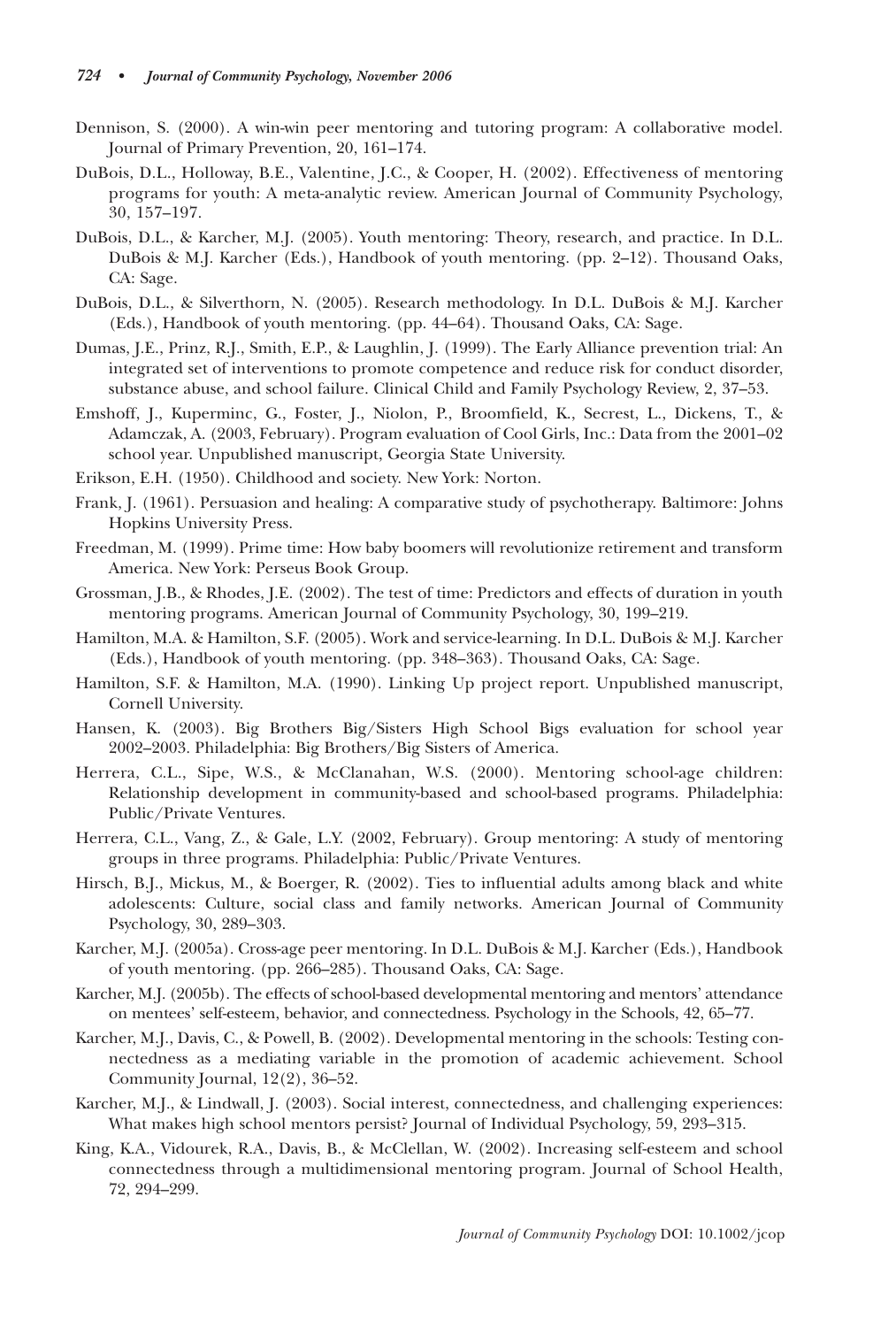Dennison, S. (2000). A win-win peer mentoring and tutoring program: A collaborative model. Journal of Primary Prevention, 20, 161–174.

DuBois, D.L., Holloway, B.E., Valentine, J.C., & Cooper, H. (2002). Effectiveness of mentoring programs for youth: A meta-analytic review. American Journal of Community Psychology, 30, 157–197.

DuBois, D.L., & Karcher, M.J. (2005). Youth mentoring: Theory, research, and practice. In D.L. DuBois & M.J. Karcher (Eds.), Handbook of youth mentoring. (pp. 2–12). Thousand Oaks, CA: Sage.

DuBois, D.L., & Silverthorn, N. (2005). Research methodology. In D.L. DuBois & M.J. Karcher (Eds.), Handbook of youth mentoring. (pp. 44–64). Thousand Oaks, CA: Sage.

Dumas, J.E., Prinz, R.J., Smith, E.P., & Laughlin, J. (1999). The Early Alliance prevention trial: An integrated set of interventions to promote competence and reduce risk for conduct disorder, substance abuse, and school failure. Clinical Child and Family Psychology Review, 2, 37–53.

Emshoff, J., Kuperminc, G., Foster, J., Niolon, P., Broomfield, K., Secrest, L., Dickens, T., & Adamczak, A. (2003, February). Program evaluation of Cool Girls, Inc.: Data from the 2001–02 school year. Unpublished manuscript, Georgia State University.

Erikson, E.H. (1950). Childhood and society. New York: Norton.

Frank, J. (1961). Persuasion and healing: A comparative study of psychotherapy. Baltimore: Johns Hopkins University Press.

Freedman, M. (1999). Prime time: How baby boomers will revolutionize retirement and transform America. New York: Perseus Book Group.

Grossman, J.B., & Rhodes, J.E. (2002). The test of time: Predictors and effects of duration in youth mentoring programs. American Journal of Community Psychology, 30, 199–219.

Hamilton, M.A. & Hamilton, S.F. (2005). Work and service-learning. In D.L. DuBois & M.J. Karcher (Eds.), Handbook of youth mentoring. (pp. 348–363). Thousand Oaks, CA: Sage.

Hamilton, S.F. & Hamilton, M.A. (1990). Linking Up project report. Unpublished manuscript, Cornell University.

Hansen, K. (2003). Big Brothers Big/Sisters High School Bigs evaluation for school year 2002–2003. Philadelphia: Big Brothers/Big Sisters of America.

Herrera, C.L., Sipe, W.S., & McClanahan, W.S. (2000). Mentoring school-age children: Relationship development in community-based and school-based programs. Philadelphia: Public/Private Ventures.

Herrera, C.L., Vang, Z., & Gale, L.Y. (2002, February). Group mentoring: A study of mentoring groups in three programs. Philadelphia: Public/Private Ventures.

Hirsch, B.J., Mickus, M., & Boerger, R. (2002). Ties to influential adults among black and white adolescents: Culture, social class and family networks. American Journal of Community Psychology, 30, 289–303.

Karcher, M.J. (2005a). Cross-age peer mentoring. In D.L. DuBois & M.J. Karcher (Eds.), Handbook of youth mentoring. (pp. 266–285). Thousand Oaks, CA: Sage.

Karcher, M.J. (2005b). The effects of school-based developmental mentoring and mentors' attendance on mentees' self-esteem, behavior, and connectedness. Psychology in the Schools, 42, 65–77.

Karcher, M.J., Davis, C., & Powell, B. (2002). Developmental mentoring in the schools: Testing connectedness as a mediating variable in the promotion of academic achievement. School Community Journal, 12(2), 36–52.

Karcher, M.J., & Lindwall, J. (2003). Social interest, connectedness, and challenging experiences: What makes high school mentors persist? Journal of Individual Psychology, 59, 293–315.

King, K.A., Vidourek, R.A., Davis, B., & McClellan, W. (2002). Increasing self-esteem and school connectedness through a multidimensional mentoring program. Journal of School Health, 72, 294–299.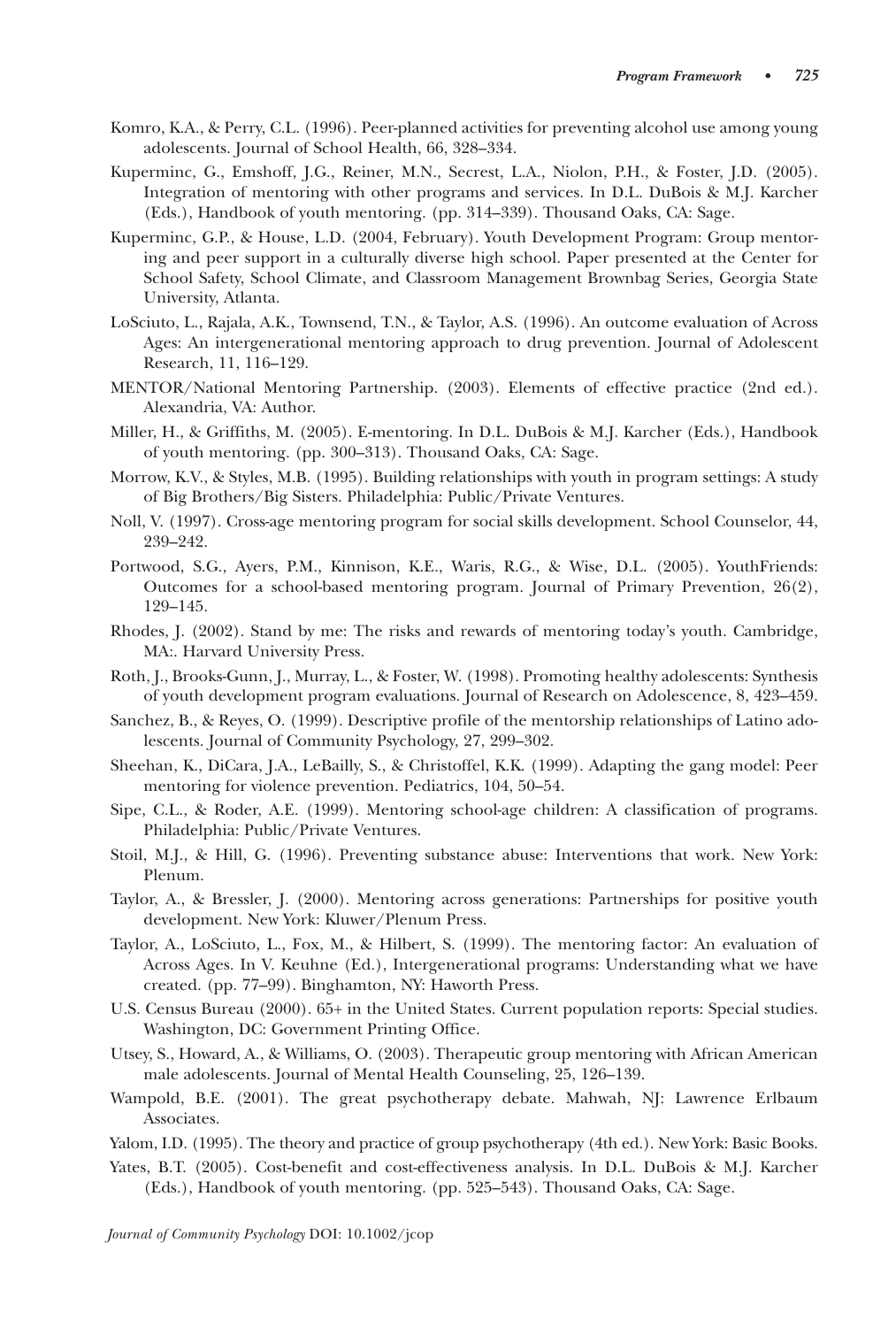Komro, K.A., & Perry, C.L. (1996). Peer-planned activities for preventing alcohol use among young adolescents. Journal of School Health, 66, 328–334.

Kuperminc, G., Emshoff, J.G., Reiner, M.N., Secrest, L.A., Niolon, P.H., & Foster, J.D. (2005). Integration of mentoring with other programs and services. In D.L. DuBois & M.J. Karcher (Eds.), Handbook of youth mentoring. (pp. 314–339). Thousand Oaks, CA: Sage.

Kuperminc, G.P., & House, L.D. (2004, February). Youth Development Program: Group mentoring and peer support in a culturally diverse high school. Paper presented at the Center for School Safety, School Climate, and Classroom Management Brownbag Series, Georgia State University, Atlanta.

LoSciuto, L., Rajala, A.K., Townsend, T.N., & Taylor, A.S. (1996). An outcome evaluation of Across Ages: An intergenerational mentoring approach to drug prevention. Journal of Adolescent Research, 11, 116–129.

MENTOR/National Mentoring Partnership. (2003). Elements of effective practice (2nd ed.). Alexandria, VA: Author.

Miller, H., & Griffiths, M. (2005). E-mentoring. In D.L. DuBois & M.J. Karcher (Eds.), Handbook of youth mentoring. (pp. 300–313). Thousand Oaks, CA: Sage.

Morrow, K.V., & Styles, M.B. (1995). Building relationships with youth in program settings: A study of Big Brothers/Big Sisters. Philadelphia: Public/Private Ventures.

Noll, V. (1997). Cross-age mentoring program for social skills development. School Counselor, 44, 239–242.

Portwood, S.G., Ayers, P.M., Kinnison, K.E., Waris, R.G., & Wise, D.L. (2005). YouthFriends: Outcomes for a school-based mentoring program. Journal of Primary Prevention, 26(2), 129–145.

Rhodes, J. (2002). Stand by me: The risks and rewards of mentoring today's youth. Cambridge, MA:. Harvard University Press.

Roth, J., Brooks-Gunn, J., Murray, L., & Foster, W. (1998). Promoting healthy adolescents: Synthesis of youth development program evaluations. Journal of Research on Adolescence, 8, 423–459.

Sanchez, B., & Reyes, O. (1999). Descriptive profile of the mentorship relationships of Latino adolescents. Journal of Community Psychology, 27, 299–302.

Sheehan, K., DiCara, J.A., LeBailly, S., & Christoffel, K.K. (1999). Adapting the gang model: Peer mentoring for violence prevention. Pediatrics, 104, 50–54.

Sipe, C.L., & Roder, A.E. (1999). Mentoring school-age children: A classification of programs. Philadelphia: Public/Private Ventures.

Stoil, M.J., & Hill, G. (1996). Preventing substance abuse: Interventions that work. New York: Plenum.

Taylor, A., & Bressler, J. (2000). Mentoring across generations: Partnerships for positive youth development. New York: Kluwer/Plenum Press.

Taylor, A., LoSciuto, L., Fox, M., & Hilbert, S. (1999). The mentoring factor: An evaluation of Across Ages. In V. Keuhne (Ed.), Intergenerational programs: Understanding what we have created. (pp. 77–99). Binghamton, NY: Haworth Press.

U.S. Census Bureau (2000). 65+ in the United States. Current population reports: Special studies. Washington, DC: Government Printing Office.

Utsey, S., Howard, A., & Williams, O. (2003). Therapeutic group mentoring with African American male adolescents. Journal of Mental Health Counseling, 25, 126–139.

Wampold, B.E. (2001). The great psychotherapy debate. Mahwah, NJ: Lawrence Erlbaum Associates.

Yalom, I.D. (1995). The theory and practice of group psychotherapy (4th ed.). New York: Basic Books.

Yates, B.T. (2005). Cost-benefit and cost-effectiveness analysis. In D.L. DuBois & M.J. Karcher (Eds.), Handbook of youth mentoring. (pp. 525–543). Thousand Oaks, CA: Sage.